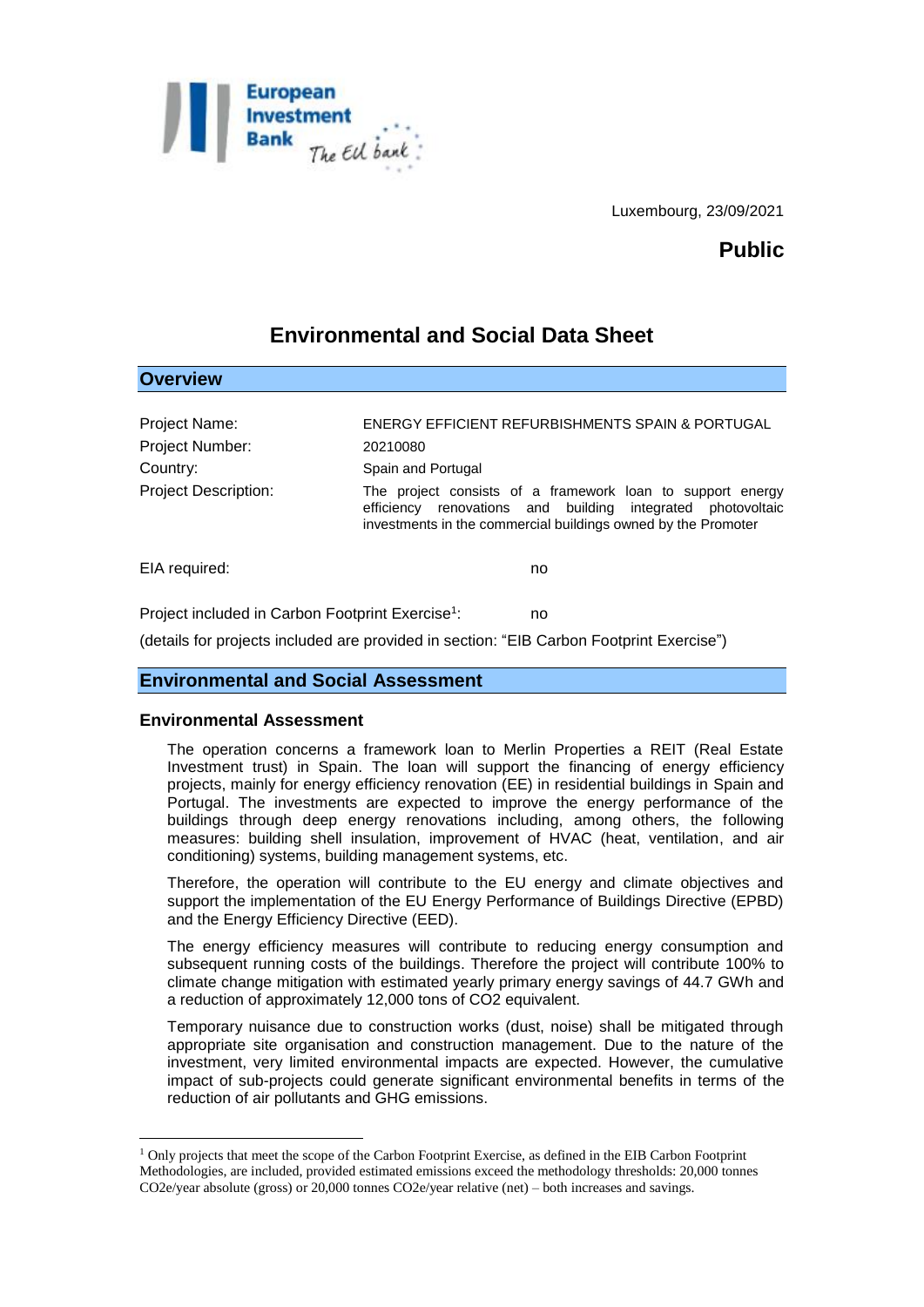Luxembourg, 23/09/2021

**Public**

# Environmental and Social Data Sheet

## Overview

| | |
|---|---|
| Project Name: | ENERGY EFFICIENT REFURBISHMENTS SPAIN & PORTUGAL |
| Project Number: | 20210080 |
| Country: | Spain and Portugal |
| Project Description: | The project consists of a framework loan to support energy efficiency renovations and building integrated photovoltaic investments in the commercial buildings owned by the Promoter |

EIA required: no

Project included in Carbon Footprint Exercise[1]: no

(details for projects included are provided in section: "EIB Carbon Footprint Exercise")

## Environmental and Social Assessment

### Environmental Assessment

The operation concerns a framework loan to Merlin Properties a REIT (Real Estate Investment trust) in Spain. The loan will support the financing of energy efficiency projects, mainly for energy efficiency renovation (EE) in residential buildings in Spain and Portugal. The investments are expected to improve the energy performance of the buildings through deep energy renovations including, among others, the following measures: building shell insulation, improvement of HVAC (heat, ventilation, and air conditioning) systems, building management systems, etc.

Therefore, the operation will contribute to the EU energy and climate objectives and support the implementation of the EU Energy Performance of Buildings Directive (EPBD) and the Energy Efficiency Directive (EED).

The energy efficiency measures will contribute to reducing energy consumption and subsequent running costs of the buildings. Therefore the project will contribute 100% to climate change mitigation with estimated yearly primary energy savings of 44.7 GWh and a reduction of approximately 12,000 tons of $CO_2$ equivalent.

Temporary nuisance due to construction works (dust, noise) shall be mitigated through appropriate site organisation and construction management. Due to the nature of the investment, very limited environmental impacts are expected. However, the cumulative impact of sub-projects could generate significant environmental benefits in terms of the reduction of air pollutants and GHG emissions.

---

[1] Only projects that meet the scope of the Carbon Footprint Exercise, as defined in the EIB Carbon Footprint Methodologies, are included, provided estimated emissions exceed the methodology thresholds: 20,000 tonnes $CO_2e$/year absolute (gross) or 20,000 tonnes $CO_2e$/year relative (net) – both increases and savings.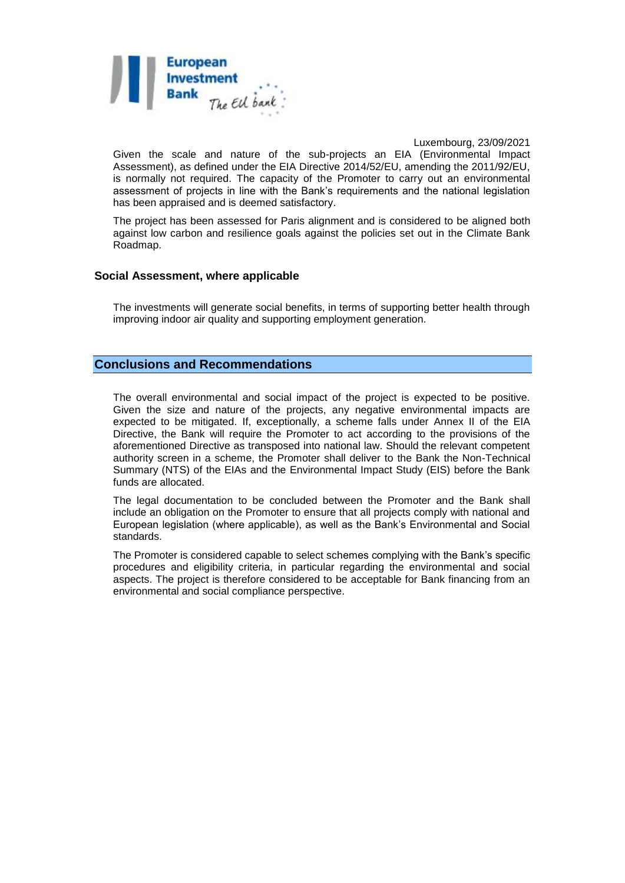Luxembourg, 23/09/2021

Given the scale and nature of the sub-projects an EIA (Environmental Impact Assessment), as defined under the EIA Directive 2014/52/EU, amending the 2011/92/EU, is normally not required. The capacity of the Promoter to carry out an environmental assessment of projects in line with the Bank's requirements and the national legislation has been appraised and is deemed satisfactory.

The project has been assessed for Paris alignment and is considered to be aligned both against low carbon and resilience goals against the policies set out in the Climate Bank Roadmap.

### Social Assessment, where applicable

The investments will generate social benefits, in terms of supporting better health through improving indoor air quality and supporting employment generation.

## Conclusions and Recommendations

The overall environmental and social impact of the project is expected to be positive. Given the size and nature of the projects, any negative environmental impacts are expected to be mitigated. If, exceptionally, a scheme falls under Annex II of the EIA Directive, the Bank will require the Promoter to act according to the provisions of the aforementioned Directive as transposed into national law. Should the relevant competent authority screen in a scheme, the Promoter shall deliver to the Bank the Non-Technical Summary (NTS) of the EIAs and the Environmental Impact Study (EIS) before the Bank funds are allocated.

The legal documentation to be concluded between the Promoter and the Bank shall include an obligation on the Promoter to ensure that all projects comply with national and European legislation (where applicable), as well as the Bank's Environmental and Social standards.

The Promoter is considered capable to select schemes complying with the Bank's specific procedures and eligibility criteria, in particular regarding the environmental and social aspects. The project is therefore considered to be acceptable for Bank financing from an environmental and social compliance perspective.